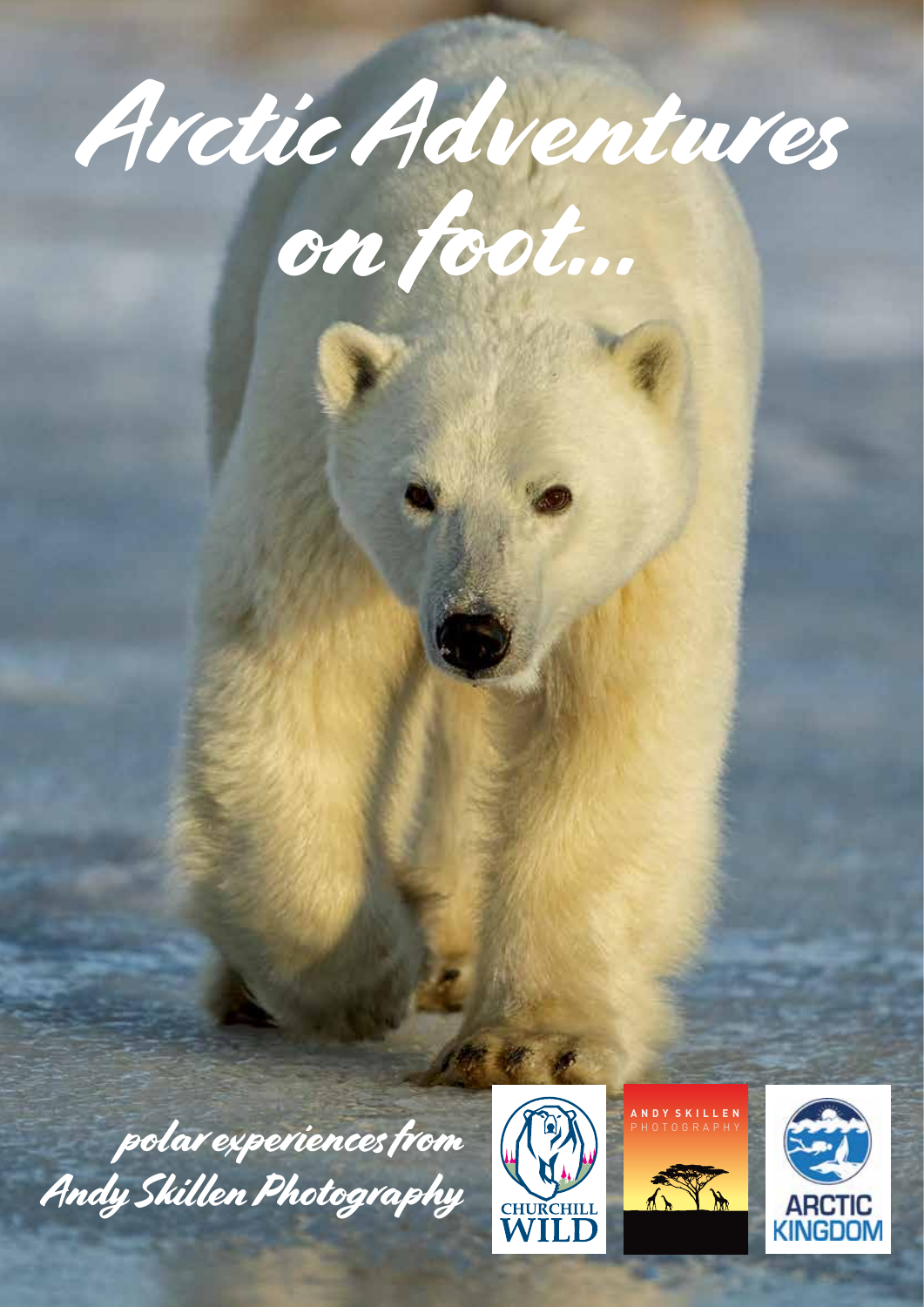# Arctic Adventures on foot...

polar experiences from Andy Skillen Photography

CHURCHILL WILD

ANDY SKILLEN PHOTOGRAPHY

ARCTIC KINGDOM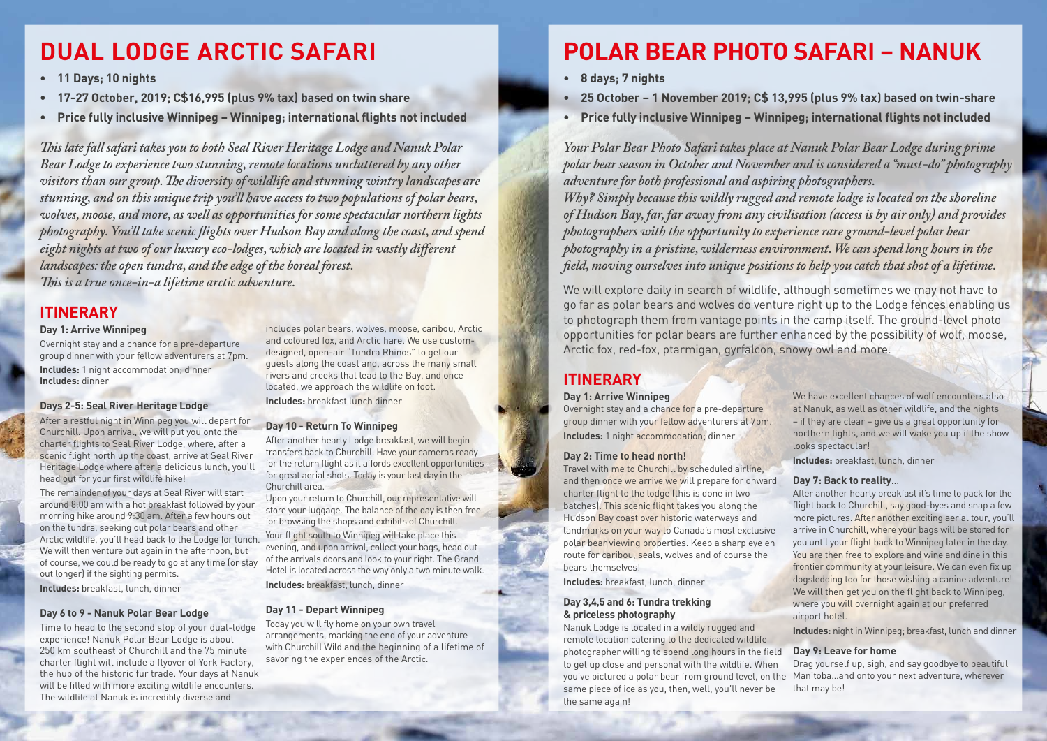# DUAL LODGE ARCTIC SAFARI

- **11 Days; 10 nights**
- **17-27 October, 2019; C$16,995 (plus 9% tax) based on twin share**
- **Price fully inclusive Winnipeg – Winnipeg; international flights not included**

*This late fall safari takes you to both Seal River Heritage Lodge and Nanuk Polar Bear Lodge to experience two stunning, remote locations uncluttered by any other visitors than our group. The diversity of wildlife and stunning wintry landscapes are stunning, and on this unique trip you'll have access to two populations of polar bears, wolves, moose, and more, as well as opportunities for some spectacular northern lights photography. You'll take scenic flights over Hudson Bay and along the coast, and spend eight nights at two of our luxury eco-lodges, which are located in vastly different landscapes: the open tundra, and the edge of the boreal forest.*
*This is a true once-in-a lifetime arctic adventure.*

## ITINERARY

### Day 1: Arrive Winnipeg

Overnight stay and a chance for a pre-departure group dinner with your fellow adventurers at 7pm.
**Includes:** 1 night accommodation; dinner
**Includes:** dinner

### Days 2-5: Seal River Heritage Lodge

After a restful night in Winnipeg you will depart for Churchill. Upon arrival, we will put you onto the charter flights to Seal River Lodge, where, after a scenic flight north up the coast, arrive at Seal River Heritage Lodge where after a delicious lunch, you'll head out for your first wildlife hike!

The remainder of your days at Seal River will start around 8:00 am with a hot breakfast followed by your morning hike around 9:30 am. After a few hours out on the tundra, seeking out polar bears and other Arctic wildlife, you'll head back to the Lodge for lunch. We will then venture out again in the afternoon, but of course, we could be ready to go at any time (or stay out longer) if the sighting permits.
**Includes:** breakfast, lunch, dinner

### Day 6 to 9 - Nanuk Polar Bear Lodge

Time to head to the second stop of your dual-lodge experience! Nanuk Polar Bear Lodge is about 250 km southeast of Churchill and the 75 minute charter flight will include a flyover of York Factory, the hub of the historic fur trade. Your days at Nanuk will be filled with more exciting wildlife encounters. The wildlife at Nanuk is incredibly diverse and includes polar bears, wolves, moose, caribou, Arctic and coloured fox, and Arctic hare. We use custom-designed, open-air "Tundra Rhinos" to get our guests along the coast and, across the many small rivers and creeks that lead to the Bay, and once located, we approach the wildlife on foot.
**Includes:** breakfast lunch dinner

### Day 10 - Return To Winnipeg

After another hearty Lodge breakfast, we will begin transfers back to Churchill. Have your cameras ready for the return flight as it affords excellent opportunities for great aerial shots. Today is your last day in the Churchill area.

Upon your return to Churchill, our representative will store your luggage. The balance of the day is then free for browsing the shops and exhibits of Churchill.

Your flight south to Winnipeg will take place this evening, and upon arrival, collect your bags, head out of the arrivals doors and look to your right. The Grand Hotel is located across the way only a two minute walk.
**Includes:** breakfast, lunch, dinner

### Day 11 - Depart Winnipeg

Today you will fly home on your own travel arrangements, marking the end of your adventure with Churchill Wild and the beginning of a lifetime of savoring the experiences of the Arctic.

# POLAR BEAR PHOTO SAFARI – NANUK

- **8 days; 7 nights**
- **25 October – 1 November 2019; C$ 13,995 (plus 9% tax) based on twin-share**
- **Price fully inclusive Winnipeg – Winnipeg; international flights not included**

*Your Polar Bear Photo Safari takes place at Nanuk Polar Bear Lodge during prime polar bear season in October and November and is considered a "must-do" photography adventure for both professional and aspiring photographers.*
*Why? Simply because this wildly rugged and remote lodge is located on the shoreline of Hudson Bay, far, far away from any civilisation (access is by air only) and provides photographers with the opportunity to experience rare ground-level polar bear photography in a pristine, wilderness environment. We can spend long hours in the field, moving ourselves into unique positions to help you catch that shot of a lifetime.*

We will explore daily in search of wildlife, although sometimes we may not have to go far as polar bears and wolves do venture right up to the Lodge fences enabling us to photograph them from vantage points in the camp itself. The ground-level photo opportunities for polar bears are further enhanced by the possibility of wolf, moose, Arctic fox, red-fox, ptarmigan, gyrfalcon, snowy owl and more.

## ITINERARY

### Day 1: Arrive Winnipeg

Overnight stay and a chance for a pre-departure group dinner with your fellow adventurers at 7pm.
**Includes:** 1 night accommodation; dinner

### Day 2: Time to head north!

Travel with me to Churchill by scheduled airline, and then once we arrive we will prepare for onward charter flight to the lodge (this is done in two batches). This scenic flight takes you along the Hudson Bay coast over historic waterways and landmarks on your way to Canada's most exclusive polar bear viewing properties. Keep a sharp eye en route for caribou, seals, wolves and of course the bears themselves!
**Includes:** breakfast, lunch, dinner

### Day 3,4,5 and 6: Tundra trekking & priceless photography

Nanuk Lodge is located in a wildly rugged and remote location catering to the dedicated wildlife photographer willing to spend long hours in the field to get up close and personal with the wildlife. When you've pictured a polar bear from ground level, on the same piece of ice as you, then, well, you'll never be the same again!

We have excellent chances of wolf encounters also at Nanuk, as well as other wildlife, and the nights – if they are clear – give us a great opportunity for northern lights, and we will wake you up if the show looks spectacular!
**Includes:** breakfast, lunch, dinner

### Day 7: Back to reality...

After another hearty breakfast it's time to pack for the flight back to Churchill, say good-byes and snap a few more pictures. After another exciting aerial tour, you'll arrive in Churchill, where your bags will be stored for you until your flight back to Winnipeg later in the day. You are then free to explore and wine and dine in this frontier community at your leisure. We can even fix up dogsledding too for those wishing a canine adventure! We will then get you on the flight back to Winnipeg, where you will overnight again at our preferred airport hotel.
**Includes:** night in Winnipeg; breakfast, lunch and dinner

### Day 9: Leave for home

Drag yourself up, sigh, and say goodbye to beautiful Manitoba...and onto your next adventure, wherever that may be!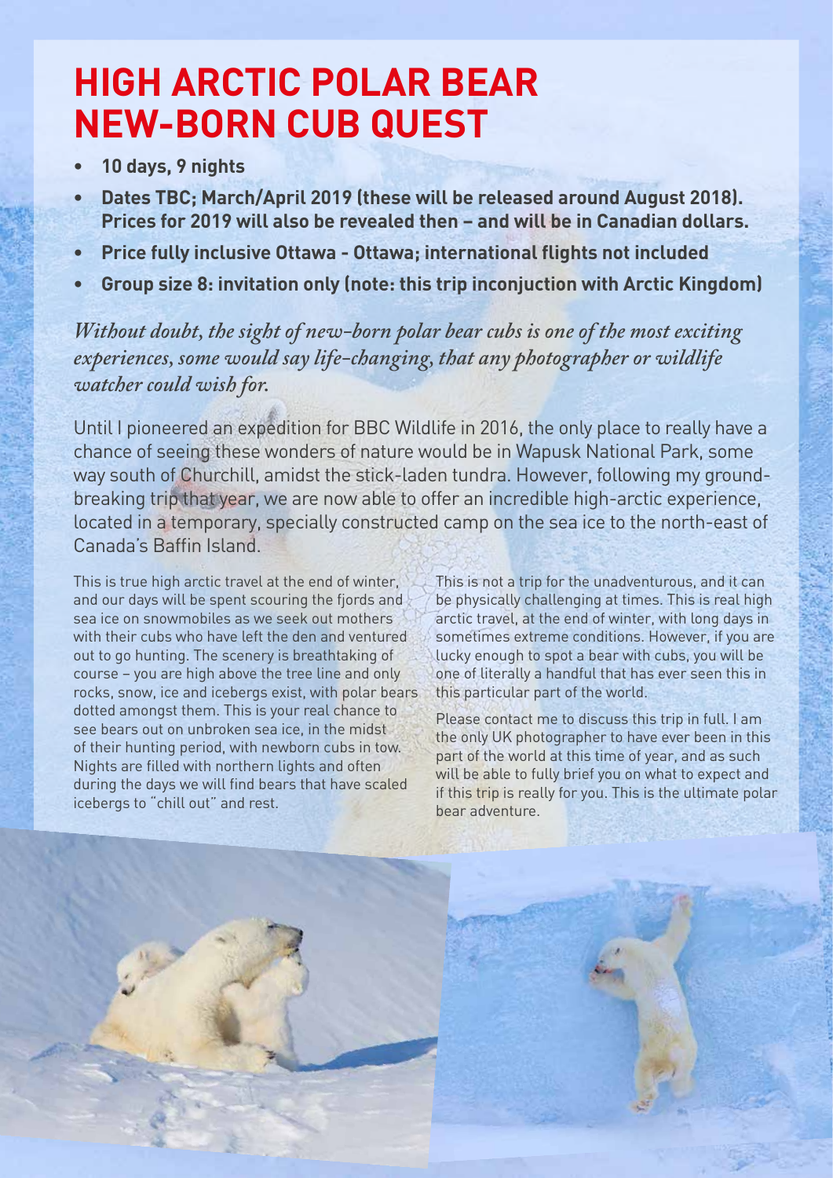# HIGH ARCTIC POLAR BEAR NEW-BORN CUB QUEST

- **10 days, 9 nights**
- **Dates TBC; March/April 2019 (these will be released around August 2018). Prices for 2019 will also be revealed then – and will be in Canadian dollars.**
- **Price fully inclusive Ottawa - Ottawa; international flights not included**
- **Group size 8: invitation only (note: this trip inconjuction with Arctic Kingdom)**

*Without doubt, the sight of new-born polar bear cubs is one of the most exciting experiences, some would say life-changing, that any photographer or wildlife watcher could wish for.*

Until I pioneered an expedition for BBC Wildlife in 2016, the only place to really have a chance of seeing these wonders of nature would be in Wapusk National Park, some way south of Churchill, amidst the stick-laden tundra. However, following my ground-breaking trip that year, we are now able to offer an incredible high-arctic experience, located in a temporary, specially constructed camp on the sea ice to the north-east of Canada's Baffin Island.

This is true high arctic travel at the end of winter, and our days will be spent scouring the fjords and sea ice on snowmobiles as we seek out mothers with their cubs who have left the den and ventured out to go hunting. The scenery is breathtaking of course – you are high above the tree line and only rocks, snow, ice and icebergs exist, with polar bears dotted amongst them. This is your real chance to see bears out on unbroken sea ice, in the midst of their hunting period, with newborn cubs in tow. Nights are filled with northern lights and often during the days we will find bears that have scaled icebergs to "chill out" and rest.

This is not a trip for the unadventurous, and it can be physically challenging at times. This is real high arctic travel, at the end of winter, with long days in sometimes extreme conditions. However, if you are lucky enough to spot a bear with cubs, you will be one of literally a handful that has ever seen this in this particular part of the world.

Please contact me to discuss this trip in full. I am the only UK photographer to have ever been in this part of the world at this time of year, and as such will be able to fully brief you on what to expect and if this trip is really for you. This is the ultimate polar bear adventure.